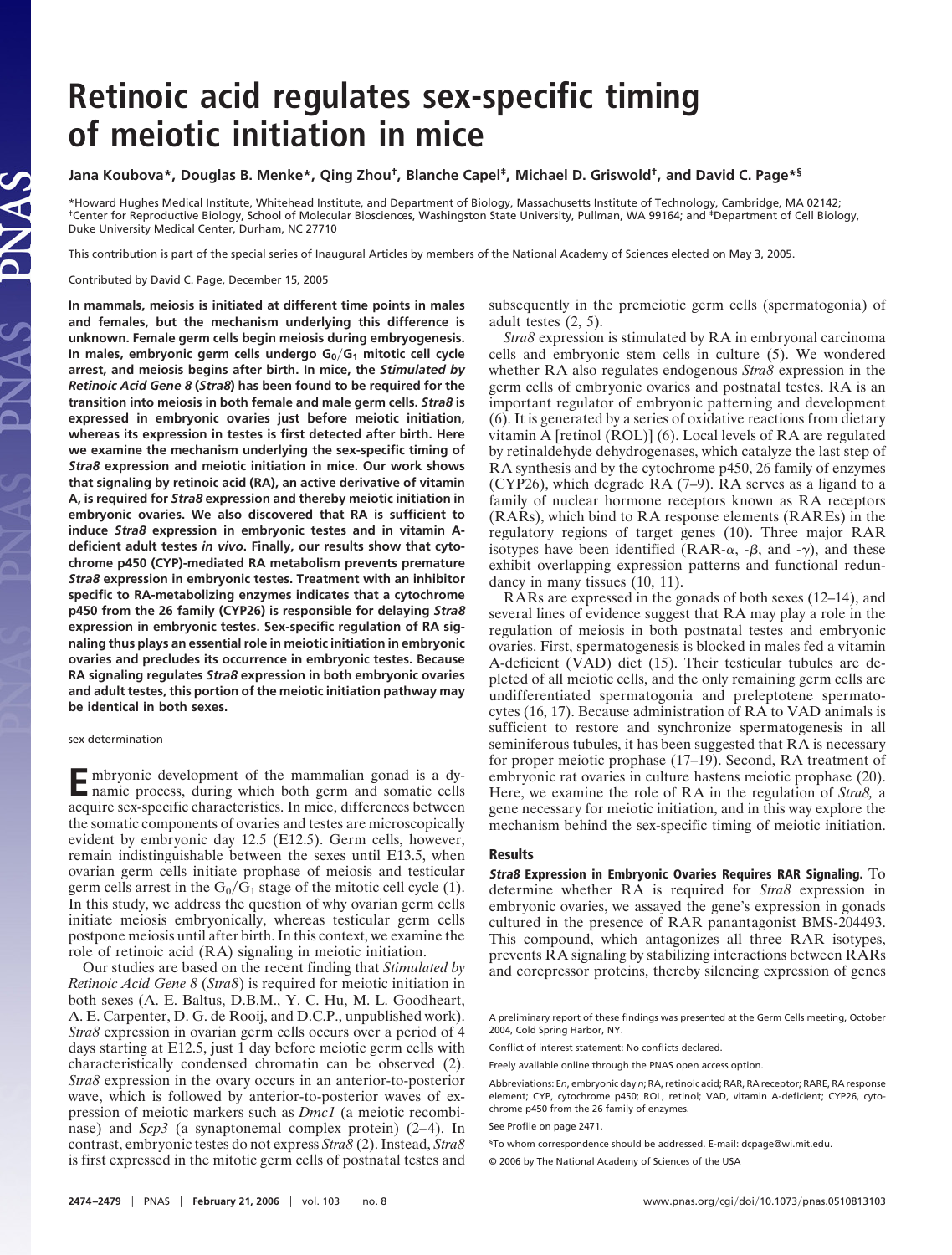# Retinoic acid regulates sex-specific timing of meiotic initiation in mice

**Jana Koubova\*, Douglas B. Menke\*, Qing Zhou†, Blanche Capel‡, Michael D. Griswold†, and David C. Page\*§**

\*Howard Hughes Medical Institute, Whitehead Institute, and Department of Biology, Massachusetts Institute of Technology, Cambridge, MA 02142; †Center for Reproductive Biology, School of Molecular Biosciences, Washington State University, Pullman, WA 99164; and ‡Department of Cell Biology, Duke University Medical Center, Durham, NC 27710

This contribution is part of the special series of Inaugural Articles by members of the National Academy of Sciences elected on May 3, 2005.

Contributed by David C. Page, December 15, 2005

**In mammals, meiosis is initiated at different time points in males and females, but the mechanism underlying this difference is unknown. Female germ cells begin meiosis during embryogenesis. In males, embryonic germ cells undergo $G_0/G_1$ mitotic cell cycle arrest, and meiosis begins after birth. In mice, the *Stimulated by Retinoic Acid Gene 8* (*Stra8*) has been found to be required for the transition into meiosis in both female and male germ cells. *Stra8* is expressed in embryonic ovaries just before meiotic initiation, whereas its expression in testes is first detected after birth. Here we examine the mechanism underlying the sex-specific timing of *Stra8* expression and meiotic initiation in mice. Our work shows that signaling by retinoic acid (RA), an active derivative of vitamin A, is required for *Stra8* expression and thereby meiotic initiation in embryonic ovaries. We also discovered that RA is sufficient to induce *Stra8* expression in embryonic testes and in vitamin A-deficient adult testes *in vivo*. Finally, our results show that cytochrome p450 (CYP)-mediated RA metabolism prevents premature *Stra8* expression in embryonic testes. Treatment with an inhibitor specific to RA-metabolizing enzymes indicates that a cytochrome p450 from the 26 family (CYP26) is responsible for delaying *Stra8* expression in embryonic testes. Sex-specific regulation of RA signaling thus plays an essential role in meiotic initiation in embryonic ovaries and precludes its occurrence in embryonic testes. Because RA signaling regulates *Stra8* expression in both embryonic ovaries and adult testes, this portion of the meiotic initiation pathway may be identical in both sexes.**

sex determination

Embryonic development of the mammalian gonad is a dynamic process, during which both germ and somatic cells acquire sex-specific characteristics. In mice, differences between the somatic components of ovaries and testes are microscopically evident by embryonic day 12.5 (E12.5). Germ cells, however, remain indistinguishable between the sexes until E13.5, when ovarian germ cells initiate prophase of meiosis and testicular germ cells arrest in the $G_0/G_1$ stage of the mitotic cell cycle (1). In this study, we address the question of why ovarian germ cells initiate meiosis embryonically, whereas testicular germ cells postpone meiosis until after birth. In this context, we examine the role of retinoic acid (RA) signaling in meiotic initiation.

Our studies are based on the recent finding that *Stimulated by Retinoic Acid Gene 8* (*Stra8*) is required for meiotic initiation in both sexes (A. E. Baltus, D.B.M., Y. C. Hu, M. L. Goodheart, A. E. Carpenter, D. G. de Rooij, and D.C.P., unpublished work). *Stra8* expression in ovarian germ cells occurs over a period of 4 days starting at E12.5, just 1 day before meiotic germ cells with characteristically condensed chromatin can be observed (2). *Stra8* expression in the ovary occurs in an anterior-to-posterior wave, which is followed by anterior-to-posterior waves of expression of meiotic markers such as *Dmc1* (a meiotic recombinase) and *Scp3* (a synaptonemal complex protein) (2–4). In contrast, embryonic testes do not express *Stra8* (2). Instead, *Stra8* is first expressed in the mitotic germ cells of postnatal testes and subsequently in the premeiotic germ cells (spermatogonia) of adult testes (2, 5).

*Stra8* expression is stimulated by RA in embryonal carcinoma cells and embryonic stem cells in culture (5). We wondered whether RA also regulates endogenous *Stra8* expression in the germ cells of embryonic ovaries and postnatal testes. RA is an important regulator of embryonic patterning and development (6). It is generated by a series of oxidative reactions from dietary vitamin A [retinol (ROL)] (6). Local levels of RA are regulated by retinaldehyde dehydrogenases, which catalyze the last step of RA synthesis and by the cytochrome p450, 26 family of enzymes (CYP26), which degrade RA (7–9). RA serves as a ligand to a family of nuclear hormone receptors known as RA receptors (RARs), which bind to RA response elements (RAREs) in the regulatory regions of target genes (10). Three major RAR isotypes have been identified (RAR-α, -β, and -γ), and these exhibit overlapping expression patterns and functional redundancy in many tissues (10, 11).

RARs are expressed in the gonads of both sexes (12–14), and several lines of evidence suggest that RA may play a role in the regulation of meiosis in both postnatal testes and embryonic ovaries. First, spermatogenesis is blocked in males fed a vitamin A-deficient (VAD) diet (15). Their testicular tubules are depleted of all meiotic cells, and the only remaining germ cells are undifferentiated spermatogonia and preleptotene spermatocytes (16, 17). Because administration of RA to VAD animals is sufficient to restore and synchronize spermatogenesis in all seminiferous tubules, it has been suggested that RA is necessary for proper meiotic prophase (17–19). Second, RA treatment of embryonic rat ovaries in culture hastens meiotic prophase (20). Here, we examine the role of RA in the regulation of *Stra8*, a gene necessary for meiotic initiation, and in this way explore the mechanism behind the sex-specific timing of meiotic initiation.

## Results

***Stra8* Expression in Embryonic Ovaries Requires RAR Signaling.** To determine whether RA is required for *Stra8* expression in embryonic ovaries, we assayed the gene's expression in gonads cultured in the presence of RAR panantagonist BMS-204493. This compound, which antagonizes all three RAR isotypes, prevents RA signaling by stabilizing interactions between RARs and corepressor proteins, thereby silencing expression of genes

---

A preliminary report of these findings was presented at the Germ Cells meeting, October 2004, Cold Spring Harbor, NY.

Conflict of interest statement: No conflicts declared.

Freely available online through the PNAS open access option.

Abbreviations: E*n*, embryonic day *n*; RA, retinoic acid; RAR, RA receptor; RARE, RA response element; CYP, cytochrome p450; ROL, retinol; VAD, vitamin A-deficient; CYP26, cytochrome p450 from the 26 family of enzymes.

See Profile on page 2471.

§To whom correspondence should be addressed. E-mail: dcpage@wi.mit.edu.

© 2006 by The National Academy of Sciences of the USA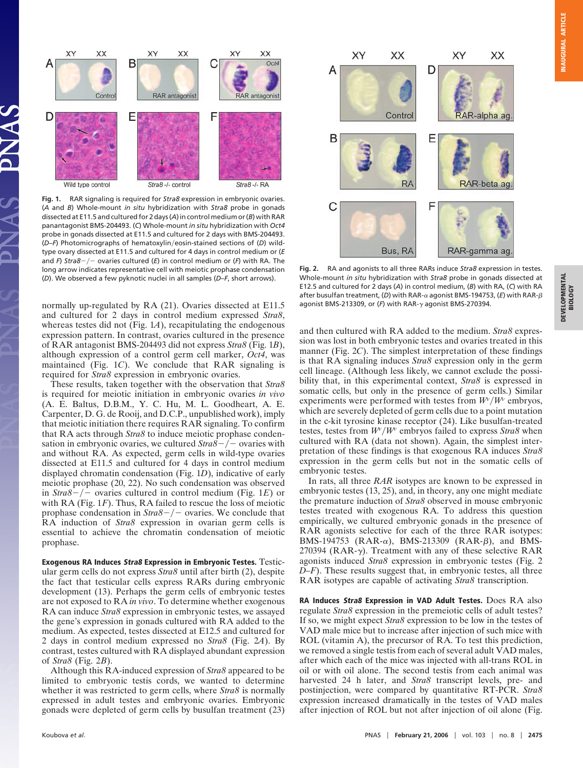**Fig. 1.** RAR signaling is required for *Stra8* expression in embryonic ovaries. (*A* and *B*) Whole-mount *in situ* hybridization with *Stra8* probe in gonads dissected at E11.5 and cultured for 2 days (*A*) in control medium or (*B*) with RAR panantagonist BMS-204493. (*C*) Whole-mount *in situ* hybridization with *Oct4* probe in gonads dissected at E11.5 and cultured for 2 days with BMS-204493. (*D*–*F*) Photomicrographs of hematoxylin/eosin-stained sections of (*D*) wild-type ovary dissected at E11.5 and cultured for 4 days in control medium or (*E* and *F*) *Stra8*−/− ovaries cultured (*E*) in control medium or (*F*) with RA. The long arrow indicates representative cell with meiotic prophase condensation (*D*). We observed a few pyknotic nuclei in all samples (*D*–*F*, short arrows).

**Fig. 2.** RA and agonists to all three RARs induce *Stra8* expression in testes. Whole-mount *in situ* hybridization with *Stra8* probe in gonads dissected at E12.5 and cultured for 2 days (*A*) in control medium, (*B*) with RA, (*C*) with RA after busulfan treatment, (*D*) with RAR-α agonist BMS-194753, (*E*) with RAR-β agonist BMS-213309, or (*F*) with RAR-γ agonist BMS-270394.

normally up-regulated by RA (21). Ovaries dissected at E11.5 and cultured for 2 days in control medium expressed *Stra8*, whereas testes did not (Fig. 1*A*), recapitulating the endogenous expression pattern. In contrast, ovaries cultured in the presence of RAR antagonist BMS-204493 did not express *Stra8* (Fig. 1*B*), although expression of a control germ cell marker, *Oct4*, was maintained (Fig. 1*C*). We conclude that RAR signaling is required for *Stra8* expression in embryonic ovaries.

These results, taken together with the observation that *Stra8* is required for meiotic initiation in embryonic ovaries *in vivo* (A. E. Baltus, D.B.M., Y. C. Hu, M. L. Goodheart, A. E. Carpenter, D. G. de Rooij, and D.C.P., unpublished work), imply that meiotic initiation there requires RAR signaling. To confirm that RA acts through *Stra8* to induce meiotic prophase condensation in embryonic ovaries, we cultured *Stra8*−/− ovaries with and without RA. As expected, germ cells in wild-type ovaries dissected at E11.5 and cultured for 4 days in control medium displayed chromatin condensation (Fig. 1*D*), indicative of early meiotic prophase (20, 22). No such condensation was observed in *Stra8*−/− ovaries cultured in control medium (Fig. 1*E*) or with RA (Fig. 1*F*). Thus, RA failed to rescue the loss of meiotic prophase condensation in *Stra8*−/− ovaries. We conclude that RA induction of *Stra8* expression in ovarian germ cells is essential to achieve the chromatin condensation of meiotic prophase.

**Exogenous RA Induces *Stra8* Expression in Embryonic Testes.** Testicular germ cells do not express *Stra8* until after birth (2), despite the fact that testicular cells express RARs during embryonic development (13). Perhaps the germ cells of embryonic testes are not exposed to RA *in vivo*. To determine whether exogenous RA can induce *Stra8* expression in embryonic testes, we assayed the gene's expression in gonads cultured with RA added to the medium. As expected, testes dissected at E12.5 and cultured for 2 days in control medium expressed no *Stra8* (Fig. 2*A*). By contrast, testes cultured with RA displayed abundant expression of *Stra8* (Fig. 2*B*).

Although this RA-induced expression of *Stra8* appeared to be limited to embryonic testis cords, we wanted to determine whether it was restricted to germ cells, where *Stra8* is normally expressed in adult testes and embryonic ovaries. Embryonic gonads were depleted of germ cells by busulfan treatment (23) and then cultured with RA added to the medium. *Stra8* expression was lost in both embryonic testes and ovaries treated in this manner (Fig. 2*C*). The simplest interpretation of these findings is that RA signaling induces *Stra8* expression only in the germ cell lineage. (Although less likely, we cannot exclude the possibility that, in this experimental context, *Stra8* is expressed in somatic cells, but only in the presence of germ cells.) Similar experiments were performed with testes from $W^v/W^v$ embryos, which are severely depleted of germ cells due to a point mutation in the c-kit tyrosine kinase receptor (24). Like busulfan-treated testes, testes from $W^v/W^v$ embryos failed to express *Stra8* when cultured with RA (data not shown). Again, the simplest interpretation of these findings is that exogenous RA induces *Stra8* expression in the germ cells but not in the somatic cells of embryonic testes.

In rats, all three *RAR* isotypes are known to be expressed in embryonic testes (13, 25), and, in theory, any one might mediate the premature induction of *Stra8* observed in mouse embryonic testes treated with exogenous RA. To address this question empirically, we cultured embryonic gonads in the presence of RAR agonists selective for each of the three RAR isotypes: BMS-194753 (RAR-α), BMS-213309 (RAR-β), and BMS-270394 (RAR-γ). Treatment with any of these selective RAR agonists induced *Stra8* expression in embryonic testes (Fig. 2 *D*–*F*). These results suggest that, in embryonic testes, all three RAR isotypes are capable of activating *Stra8* transcription.

**RA Induces *Stra8* Expression in VAD Adult Testes.** Does RA also regulate *Stra8* expression in the premeiotic cells of adult testes? If so, we might expect *Stra8* expression to be low in the testes of VAD male mice but to increase after injection of such mice with ROL (vitamin A), the precursor of RA. To test this prediction, we removed a single testis from each of several adult VAD males, after which each of the mice was injected with all-trans ROL in oil or with oil alone. The second testis from each animal was harvested 24 h later, and *Stra8* transcript levels, pre- and postinjection, were compared by quantitative RT-PCR. *Stra8* expression increased dramatically in the testes of VAD males after injection of ROL but not after injection of oil alone (Fig.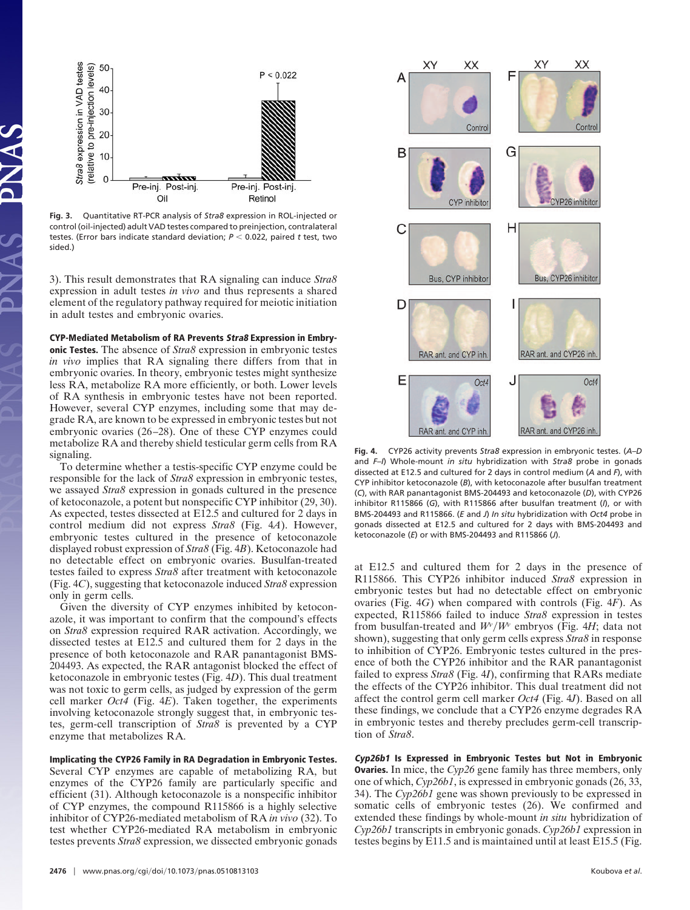Fig. 3. Quantitative RT-PCR analysis of *Stra8* expression in ROL-injected or control (oil-injected) adult VAD testes compared to preinjection, contralateral testes. (Error bars indicate standard deviation; $P < 0.022$, paired *t* test, two sided.)

3). This result demonstrates that RA signaling can induce *Stra8* expression in adult testes *in vivo* and thus represents a shared element of the regulatory pathway required for meiotic initiation in adult testes and embryonic ovaries.

**CYP-Mediated Metabolism of RA Prevents *Stra8* Expression in Embryonic Testes.** The absence of *Stra8* expression in embryonic testes *in vivo* implies that RA signaling there differs from that in embryonic ovaries. In theory, embryonic testes might synthesize less RA, metabolize RA more efficiently, or both. Lower levels of RA synthesis in embryonic testes have not been reported. However, several CYP enzymes, including some that may degrade RA, are known to be expressed in embryonic testes but not embryonic ovaries (26–28). One of these CYP enzymes could metabolize RA and thereby shield testicular germ cells from RA signaling.

To determine whether a testis-specific CYP enzyme could be responsible for the lack of *Stra8* expression in embryonic testes, we assayed *Stra8* expression in gonads cultured in the presence of ketoconazole, a potent but nonspecific CYP inhibitor (29, 30). As expected, testes dissected at E12.5 and cultured for 2 days in control medium did not express *Stra8* (Fig. 4*A*). However, embryonic testes cultured in the presence of ketoconazole displayed robust expression of *Stra8* (Fig. 4*B*). Ketoconazole had no detectable effect on embryonic ovaries. Busulfan-treated testes failed to express *Stra8* after treatment with ketoconazole (Fig. 4*C*), suggesting that ketoconazole induced *Stra8* expression only in germ cells.

Given the diversity of CYP enzymes inhibited by ketoconazole, it was important to confirm that the compound's effects on *Stra8* expression required RAR activation. Accordingly, we dissected testes at E12.5 and cultured them for 2 days in the presence of both ketoconazole and RAR panantagonist BMS-204493. As expected, the RAR antagonist blocked the effect of ketoconazole in embryonic testes (Fig. 4*D*). This dual treatment was not toxic to germ cells, as judged by expression of the germ cell marker *Oct4* (Fig. 4*E*). Taken together, the experiments involving ketoconazole strongly suggest that, in embryonic testes, germ-cell transcription of *Stra8* is prevented by a CYP enzyme that metabolizes RA.

**Implicating the CYP26 Family in RA Degradation in Embryonic Testes.** Several CYP enzymes are capable of metabolizing RA, but enzymes of the CYP26 family are particularly specific and efficient (31). Although ketoconazole is a nonspecific inhibitor of CYP enzymes, the compound R115866 is a highly selective inhibitor of CYP26-mediated metabolism of RA *in vivo* (32). To test whether CYP26-mediated RA metabolism in embryonic testes prevents *Stra8* expression, we dissected embryonic gonads at E12.5 and cultured them for 2 days in the presence of R115866. This CYP26 inhibitor induced *Stra8* expression in embryonic testes but had no detectable effect on embryonic ovaries (Fig. 4*G*) when compared with controls (Fig. 4*F*). As expected, R115866 failed to induce *Stra8* expression in testes from busulfan-treated and $W^v/W^v$ embryos (Fig. 4*H*; data not shown), suggesting that only germ cells express *Stra8* in response to inhibition of CYP26. Embryonic testes cultured in the presence of both the CYP26 inhibitor and the RAR panantagonist failed to express *Stra8* (Fig. 4*I*), confirming that RARs mediate the effects of the CYP26 inhibitor. This dual treatment did not affect the control germ cell marker *Oct4* (Fig. 4*J*). Based on all these findings, we conclude that a CYP26 enzyme degrades RA in embryonic testes and thereby precludes germ-cell transcription of *Stra8*.

Fig. 4. CYP26 activity prevents *Stra8* expression in embryonic testes. (*A*–*D* and *F*–*I*) Whole-mount *in situ* hybridization with *Stra8* probe in gonads dissected at E12.5 and cultured for 2 days in control medium (*A* and *F*), with CYP inhibitor ketoconazole (*B*), with ketoconazole after busulfan treatment (*C*), with RAR panantagonist BMS-204493 and ketoconazole (*D*), with CYP26 inhibitor R115866 (*G*), with R115866 after busulfan treatment (*I*), or with BMS-204493 and R115866. (*E* and *J*) *In situ* hybridization with *Oct4* probe in gonads dissected at E12.5 and cultured for 2 days with BMS-204493 and ketoconazole (*E*) or with BMS-204493 and R115866 (*J*).

***Cyp26b1* Is Expressed in Embryonic Testes but Not in Embryonic Ovaries.** In mice, the *Cyp26* gene family has three members, only one of which, *Cyp26b1*, is expressed in embryonic gonads (26, 33, 34). The *Cyp26b1* gene was shown previously to be expressed in somatic cells of embryonic testes (26). We confirmed and extended these findings by whole-mount *in situ* hybridization of *Cyp26b1* transcripts in embryonic gonads. *Cyp26b1* expression in testes begins by E11.5 and is maintained until at least E15.5 (Fig.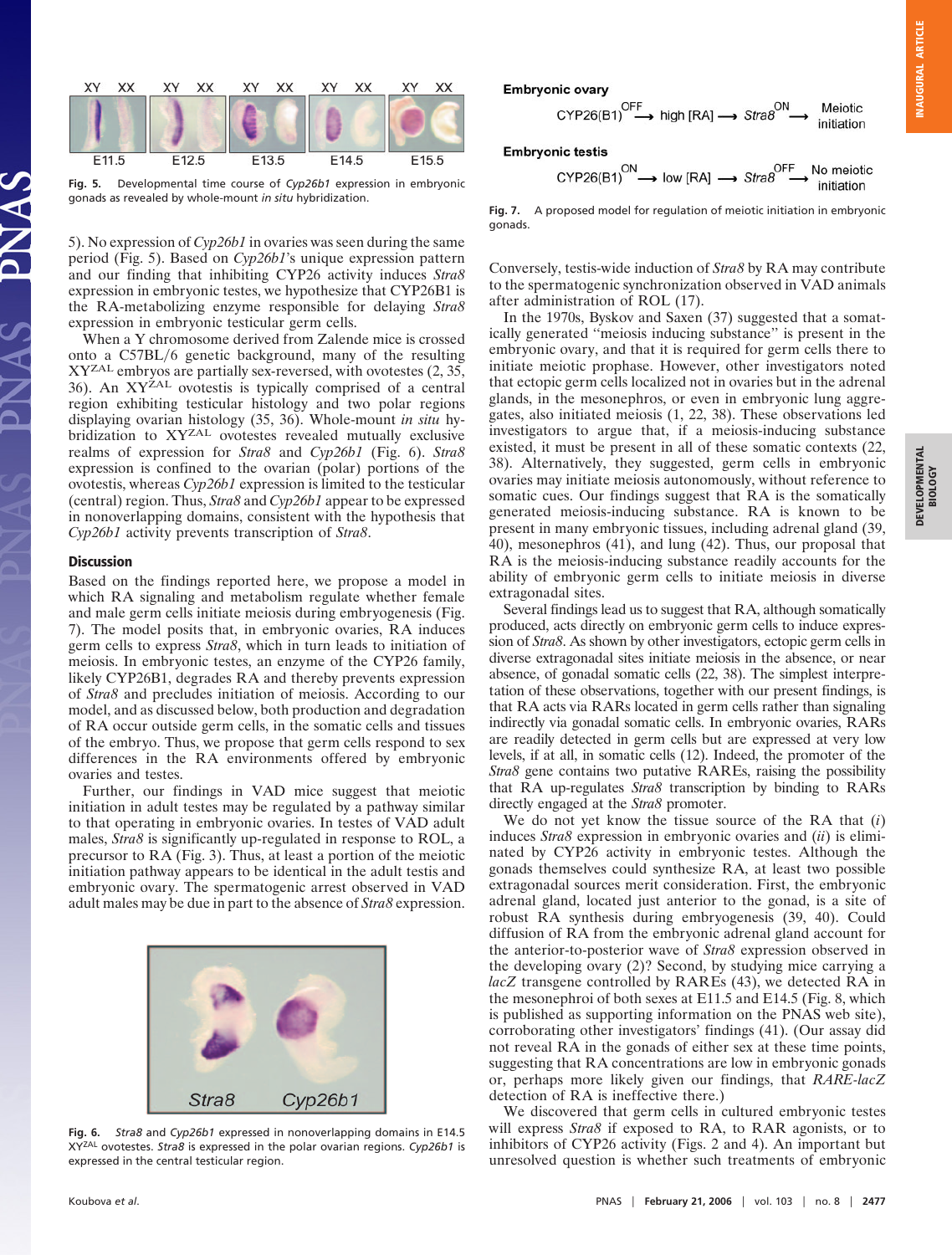Fig. 5. Developmental time course of *Cyp26b1* expression in embryonic gonads as revealed by whole-mount *in situ* hybridization.

5). No expression of *Cyp26b1* in ovaries was seen during the same period (Fig. 5). Based on *Cyp26b1*'s unique expression pattern and our finding that inhibiting CYP26 activity induces *Stra8* expression in embryonic testes, we hypothesize that CYP26B1 is the RA-metabolizing enzyme responsible for delaying *Stra8* expression in embryonic testicular germ cells.

When a Y chromosome derived from Zalende mice is crossed onto a C57BL/6 genetic background, many of the resulting $XY^{ZAL}$ embryos are partially sex-reversed, with ovotestes (2, 35, 36). An $XY^{ZAL}$ ovotestis is typically comprised of a central region exhibiting testicular histology and two polar regions displaying ovarian histology (35, 36). Whole-mount *in situ* hybridization to $XY^{ZAL}$ ovotestes revealed mutually exclusive realms of expression for *Stra8* and *Cyp26b1* (Fig. 6). *Stra8* expression is confined to the ovarian (polar) portions of the ovotestis, whereas *Cyp26b1* expression is limited to the testicular (central) region. Thus, *Stra8* and *Cyp26b1* appear to be expressed in nonoverlapping domains, consistent with the hypothesis that *Cyp26b1* activity prevents transcription of *Stra8*.

## Discussion

Based on the findings reported here, we propose a model in which RA signaling and metabolism regulate whether female and male germ cells initiate meiosis during embryogenesis (Fig. 7). The model posits that, in embryonic ovaries, RA induces germ cells to express *Stra8*, which in turn leads to initiation of meiosis. In embryonic testes, an enzyme of the CYP26 family, likely CYP26B1, degrades RA and thereby prevents expression of *Stra8* and precludes initiation of meiosis. According to our model, and as discussed below, both production and degradation of RA occur outside germ cells, in the somatic cells and tissues of the embryo. Thus, we propose that germ cells respond to sex differences in the RA environments offered by embryonic ovaries and testes.

Further, our findings in VAD mice suggest that meiotic initiation in adult testes may be regulated by a pathway similar to that operating in embryonic ovaries. In testes of VAD adult males, *Stra8* is significantly up-regulated in response to ROL, a precursor to RA (Fig. 3). Thus, at least a portion of the meiotic initiation pathway appears to be identical in the adult testis and embryonic ovary. The spermatogenic arrest observed in VAD adult males may be due in part to the absence of *Stra8* expression.

Fig. 6. *Stra8* and *Cyp26b1* expressed in nonoverlapping domains in E14.5 $XY^{ZAL}$ ovotestes. *Stra8* is expressed in the polar ovarian regions. *Cyp26b1* is expressed in the central testicular region.

**Embryonic ovary**

$\text{CYP26(B1)}^{\text{OFF}} \longrightarrow \text{high [RA]} \longrightarrow Stra8^{\text{ON}} \longrightarrow$ Meiotic initiation

**Embryonic testis**

$\text{CYP26(B1)}^{\text{ON}} \longrightarrow \text{low [RA]} \longrightarrow Stra8^{\text{OFF}} \longrightarrow$ No meiotic initiation

Fig. 7. A proposed model for regulation of meiotic initiation in embryonic gonads.

Conversely, testis-wide induction of *Stra8* by RA may contribute to the spermatogenic synchronization observed in VAD animals after administration of ROL (17).

In the 1970s, Byskov and Saxen (37) suggested that a somatically generated "meiosis inducing substance" is present in the embryonic ovary, and that it is required for germ cells there to initiate meiotic prophase. However, other investigators noted that ectopic germ cells localized not in ovaries but in the adrenal glands, in the mesonephros, or even in embryonic lung aggregates, also initiated meiosis (1, 22, 38). These observations led investigators to argue that, if a meiosis-inducing substance existed, it must be present in all of these somatic contexts (22, 38). Alternatively, they suggested, germ cells in embryonic ovaries may initiate meiosis autonomously, without reference to somatic cues. Our findings suggest that RA is the somatically generated meiosis-inducing substance. RA is known to be present in many embryonic tissues, including adrenal gland (39, 40), mesonephros (41), and lung (42). Thus, our proposal that RA is the meiosis-inducing substance readily accounts for the ability of embryonic germ cells to initiate meiosis in diverse extragonadal sites.

Several findings lead us to suggest that RA, although somatically produced, acts directly on embryonic germ cells to induce expression of *Stra8*. As shown by other investigators, ectopic germ cells in diverse extragonadal sites initiate meiosis in the absence, or near absence, of gonadal somatic cells (22, 38). The simplest interpretation of these observations, together with our present findings, is that RA acts via RARs located in germ cells rather than signaling indirectly via gonadal somatic cells. In embryonic ovaries, RARs are readily detected in germ cells but are expressed at very low levels, if at all, in somatic cells (12). Indeed, the promoter of the *Stra8* gene contains two putative RAREs, raising the possibility that RA up-regulates *Stra8* transcription by binding to RARs directly engaged at the *Stra8* promoter.

We do not yet know the tissue source of the RA that (*i*) induces *Stra8* expression in embryonic ovaries and (*ii*) is eliminated by CYP26 activity in embryonic testes. Although the gonads themselves could synthesize RA, at least two possible extragonadal sources merit consideration. First, the embryonic adrenal gland, located just anterior to the gonad, is a site of robust RA synthesis during embryogenesis (39, 40). Could diffusion of RA from the embryonic adrenal gland account for the anterior-to-posterior wave of *Stra8* expression observed in the developing ovary (2)? Second, by studying mice carrying a *lacZ* transgene controlled by RAREs (43), we detected RA in the mesonephroi of both sexes at E11.5 and E14.5 (Fig. 8, which is published as supporting information on the PNAS web site), corroborating other investigators' findings (41). (Our assay did not reveal RA in the gonads of either sex at these time points, suggesting that RA concentrations are low in embryonic gonads or, perhaps more likely given our findings, that *RARE-lacZ* detection of RA is ineffective there.)

We discovered that germ cells in cultured embryonic testes will express *Stra8* if exposed to RA, to RAR agonists, or to inhibitors of CYP26 activity (Figs. 2 and 4). An important but unresolved question is whether such treatments of embryonic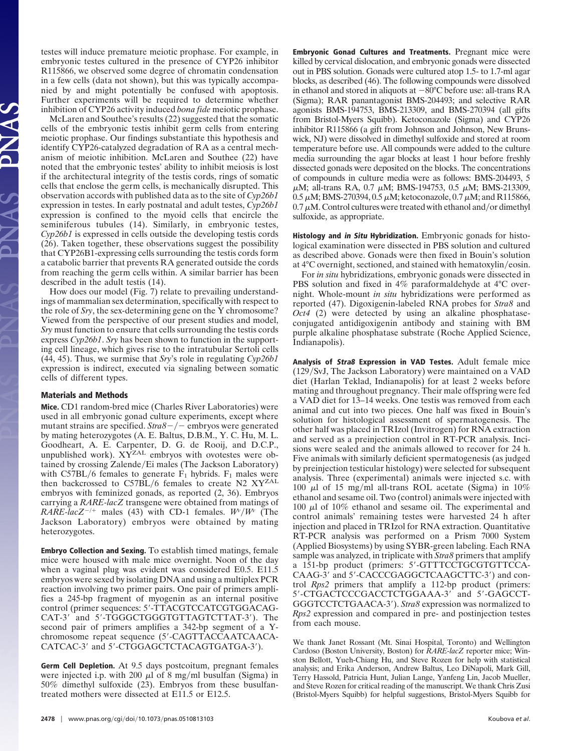testes will induce premature meiotic prophase. For example, in embryonic testes cultured in the presence of CYP26 inhibitor R115866, we observed some degree of chromatin condensation in a few cells (data not shown), but this was typically accompanied by and might potentially be confused with apoptosis. Further experiments will be required to determine whether inhibition of CYP26 activity induced *bona fide* meiotic prophase.

McLaren and Southee's results (22) suggested that the somatic cells of the embryonic testis inhibit germ cells from entering meiotic prophase. Our findings substantiate this hypothesis and identify CYP26-catalyzed degradation of RA as a central mechanism of meiotic inhibition. McLaren and Southee (22) have noted that the embryonic testes' ability to inhibit meiosis is lost if the architectural integrity of the testis cords, rings of somatic cells that enclose the germ cells, is mechanically disrupted. This observation accords with published data as to the site of *Cyp26b1* expression in testes. In early postnatal and adult testes, *Cyp26b1* expression is confined to the myoid cells that encircle the seminiferous tubules (14). Similarly, in embryonic testes, *Cyp26b1* is expressed in cells outside the developing testis cords (26). Taken together, these observations suggest the possibility that CYP26B1-expressing cells surrounding the testis cords form a catabolic barrier that prevents RA generated outside the cords from reaching the germ cells within. A similar barrier has been described in the adult testis (14).

How does our model (Fig. 7) relate to prevailing understandings of mammalian sex determination, specifically with respect to the role of *Sry*, the sex-determining gene on the Y chromosome? Viewed from the perspective of our present studies and model, *Sry* must function to ensure that cells surrounding the testis cords express *Cyp26b1*. *Sry* has been shown to function in the supporting cell lineage, which gives rise to the intratubular Sertoli cells (44, 45). Thus, we surmise that *Sry*'s role in regulating *Cyp26b1* expression is indirect, executed via signaling between somatic cells of different types.

## Materials and Methods

**Mice.** CD1 random-bred mice (Charles River Laboratories) were used in all embryonic gonad culture experiments, except where mutant strains are specified. *Stra8*−/− embryos were generated by mating heterozygotes (A. E. Baltus, D.B.M., Y. C. Hu, M. L. Goodheart, A. E. Carpenter, D. G. de Rooij, and D.C.P., unpublished work). $XY^{ZAL}$ embryos with ovotestes were obtained by crossing Zalende/Ei males (The Jackson Laboratory) with C57BL/6 females to generate $F_1$ hybrids. $F_1$ males were then backcrossed to C57BL/6 females to create N2 $XY^{ZAL}$ embryos with feminized gonads, as reported (2, 36). Embryos carrying a *RARE-lacZ* transgene were obtained from matings of *RARE-lacZ*$^{-/+}$ males (43) with CD-1 females. $W^v/W^v$ (The Jackson Laboratory) embryos were obtained by mating heterozygotes.

**Embryo Collection and Sexing.** To establish timed matings, female mice were housed with male mice overnight. Noon of the day when a vaginal plug was evident was considered E0.5. E11.5 embryos were sexed by isolating DNA and using a multiplex PCR reaction involving two primer pairs. One pair of primers amplifies a 245-bp fragment of myogenin as an internal positive control (primer sequences: 5′-TTACGTCCATCGTGGACAG-CAT-3′ and 5′-TGGGCTGGGTGTTAGTCTTAT-3′). The second pair of primers amplifies a 342-bp segment of a Y-chromosome repeat sequence (5′-CAGTTACCAATCAACA-CATCAC-3′ and 5′-CTGGAGCTCTACAGTGATGA-3′).

**Germ Cell Depletion.** At 9.5 days postcoitum, pregnant females were injected i.p. with 200 μl of 8 mg/ml busulfan (Sigma) in 50% dimethyl sulfoxide (23). Embryos from these busulfan-treated mothers were dissected at E11.5 or E12.5.

**Embryonic Gonad Cultures and Treatments.** Pregnant mice were killed by cervical dislocation, and embryonic gonads were dissected out in PBS solution. Gonads were cultured atop 1.5- to 1.7-ml agar blocks, as described (46). The following compounds were dissolved in ethanol and stored in aliquots at −80°C before use: all-trans RA (Sigma); RAR panantagonist BMS-204493; and selective RAR agonists BMS-194753, BMS-213309, and BMS-270394 (all gifts from Bristol-Myers Squibb). Ketoconazole (Sigma) and CYP26 inhibitor R115866 (a gift from Johnson and Johnson, New Brunswick, NJ) were dissolved in dimethyl sulfoxide and stored at room temperature before use. All compounds were added to the culture media surrounding the agar blocks at least 1 hour before freshly dissected gonads were deposited on the blocks. The concentrations of compounds in culture media were as follows: BMS-204493, 5 μM; all-trans RA, 0.7 μM; BMS-194753, 0.5 μM; BMS-213309, 0.5 μM; BMS-270394, 0.5 μM; ketoconazole, 0.7 μM; and R115866, 0.7 μM. Control cultures were treated with ethanol and/or dimethyl sulfoxide, as appropriate.

**Histology and *in Situ* Hybridization.** Embryonic gonads for histological examination were dissected in PBS solution and cultured as described above. Gonads were then fixed in Bouin's solution at 4°C overnight, sectioned, and stained with hematoxylin/eosin.

For *in situ* hybridizations, embryonic gonads were dissected in PBS solution and fixed in 4% paraformaldehyde at 4°C overnight. Whole-mount *in situ* hybridizations were performed as reported (47). Digoxigenin-labeled RNA probes for *Stra8* and *Oct4* (2) were detected by using an alkaline phosphatase-conjugated antidigoxigenin antibody and staining with BM purple alkaline phosphatase substrate (Roche Applied Science, Indianapolis).

**Analysis of *Stra8* Expression in VAD Testes.** Adult female mice (129/SvJ, The Jackson Laboratory) were maintained on a VAD diet (Harlan Teklad, Indianapolis) for at least 2 weeks before mating and throughout pregnancy. Their male offspring were fed a VAD diet for 13–14 weeks. One testis was removed from each animal and cut into two pieces. One half was fixed in Bouin's solution for histological assessment of spermatogenesis. The other half was placed in TRIzol (Invitrogen) for RNA extraction and served as a preinjection control in RT-PCR analysis. Incisions were sealed and the animals allowed to recover for 24 h. Five animals with similarly deficient spermatogenesis (as judged by preinjection testicular histology) were selected for subsequent analysis. Three (experimental) animals were injected s.c. with 100 μl of 15 mg/ml all-trans ROL acetate (Sigma) in 10% ethanol and sesame oil. Two (control) animals were injected with 100 μl of 10% ethanol and sesame oil. The experimental and control animals' remaining testes were harvested 24 h after injection and placed in TRIzol for RNA extraction. Quantitative RT-PCR analysis was performed on a Prism 7000 System (Applied Biosystems) by using SYBR-green labeling. Each RNA sample was analyzed, in triplicate with *Stra8* primers that amplify a 151-bp product (primers: 5′-GTTTCCTGCGTGTTCCA-CAAG-3′ and 5′-CACCCGAGGCTCAAGCTTC-3′) and control *Rps2* primers that amplify a 112-bp product (primers: 5′-CTGACTCCCGACCTCTGGAAA-3′ and 5′-GAGCCT-GGGTCCTCTGAACA-3′). *Stra8* expression was normalized to *Rps2* expression and compared in pre- and postinjection testes from each mouse.

We thank Janet Rossant (Mt. Sinai Hospital, Toronto) and Wellington Cardoso (Boston University, Boston) for *RARE-lacZ* reporter mice; Winston Bellott, Yueh-Chiang Hu, and Steve Rozen for help with statistical analysis; and Erika Anderson, Andrew Baltus, Leo DiNapoli, Mark Gill, Terry Hassold, Patricia Hunt, Julian Lange, Yanfeng Lin, Jacob Mueller, and Steve Rozen for critical reading of the manuscript. We thank Chris Zusi (Bristol-Myers Squibb) for helpful suggestions, Bristol-Myers Squibb for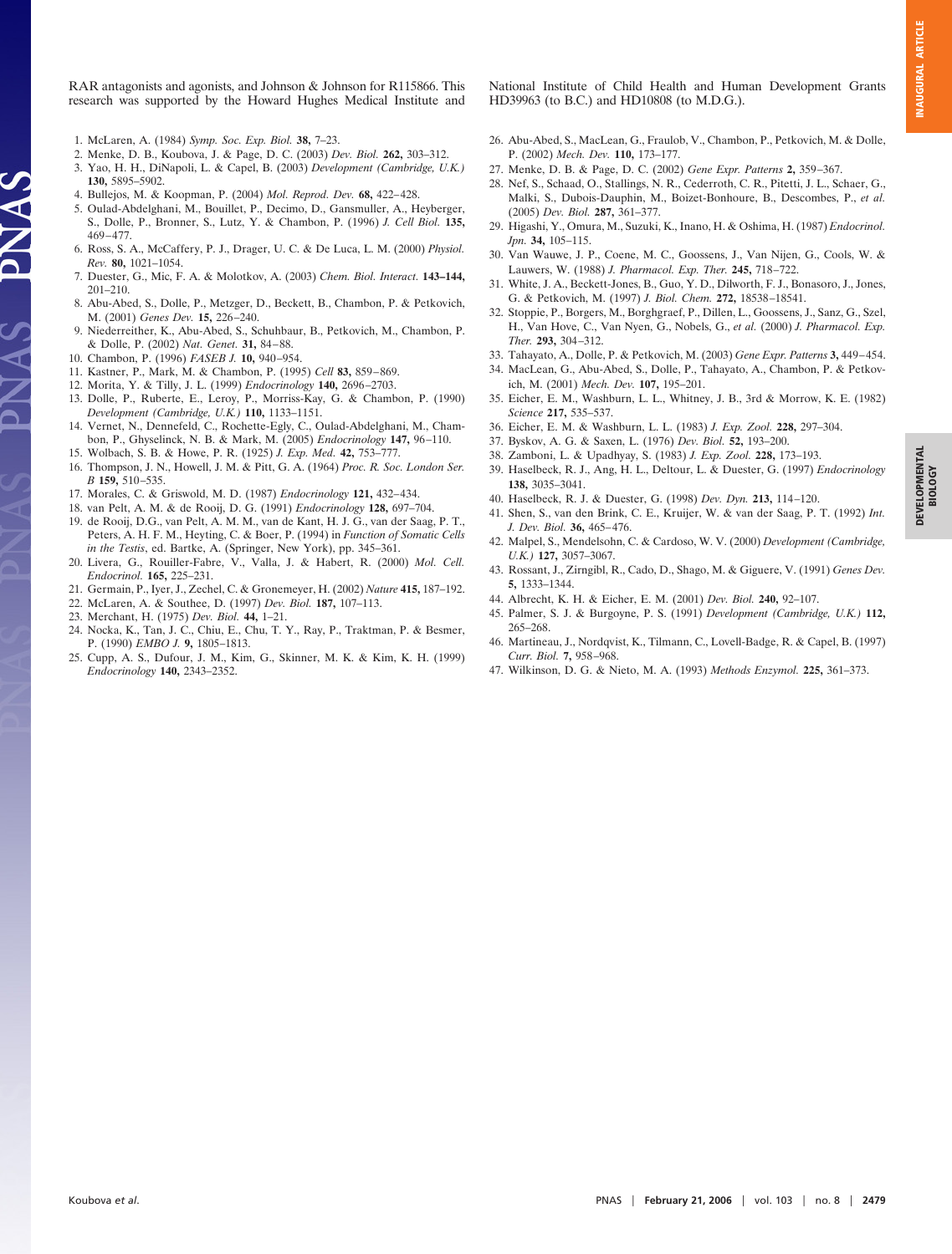RAR antagonists and agonists, and Johnson & Johnson for R115866. This research was supported by the Howard Hughes Medical Institute and National Institute of Child Health and Human Development Grants HD39963 (to B.C.) and HD10808 (to M.D.G.).

1. McLaren, A. (1984) *Symp. Soc. Exp. Biol.* **38,** 7–23.
2. Menke, D. B., Koubova, J. & Page, D. C. (2003) *Dev. Biol.* **262,** 303–312.
3. Yao, H. H., DiNapoli, L. & Capel, B. (2003) *Development (Cambridge, U.K.)* **130,** 5895–5902.
4. Bullejos, M. & Koopman, P. (2004) *Mol. Reprod. Dev.* **68,** 422–428.
5. Oulad-Abdelghani, M., Bouillet, P., Decimo, D., Gansmuller, A., Heyberger, S., Dolle, P., Bronner, S., Lutz, Y. & Chambon, P. (1996) *J. Cell Biol.* **135,** 469–477.
6. Ross, S. A., McCaffery, P. J., Drager, U. C. & De Luca, L. M. (2000) *Physiol. Rev.* **80,** 1021–1054.
7. Duester, G., Mic, F. A. & Molotkov, A. (2003) *Chem. Biol. Interact.* **143–144,** 201–210.
8. Abu-Abed, S., Dolle, P., Metzger, D., Beckett, B., Chambon, P. & Petkovich, M. (2001) *Genes Dev.* **15,** 226–240.
9. Niederreither, K., Abu-Abed, S., Schuhbaur, B., Petkovich, M., Chambon, P. & Dolle, P. (2002) *Nat. Genet.* **31,** 84–88.
10. Chambon, P. (1996) *FASEB J.* **10,** 940–954.
11. Kastner, P., Mark, M. & Chambon, P. (1995) *Cell* **83,** 859–869.
12. Morita, Y. & Tilly, J. L. (1999) *Endocrinology* **140,** 2696–2703.
13. Dolle, P., Ruberte, E., Leroy, P., Morriss-Kay, G. & Chambon, P. (1990) *Development (Cambridge, U.K.)* **110,** 1133–1151.
14. Vernet, N., Dennefeld, C., Rochette-Egly, C., Oulad-Abdelghani, M., Chambon, P., Ghyselinck, N. B. & Mark, M. (2005) *Endocrinology* **147,** 96–110.
15. Wolbach, S. B. & Howe, P. R. (1925) *J. Exp. Med.* **42,** 753–777.
16. Thompson, J. N., Howell, J. M. & Pitt, G. A. (1964) *Proc. R. Soc. London Ser. B* **159,** 510–535.
17. Morales, C. & Griswold, M. D. (1987) *Endocrinology* **121,** 432–434.
18. van Pelt, A. M. & de Rooij, D. G. (1991) *Endocrinology* **128,** 697–704.
19. de Rooij, D.G., van Pelt, A. M. M., van de Kant, H. J. G., van der Saag, P. T., Peters, A. H. F. M., Heyting, C. & Boer, P. (1994) in *Function of Somatic Cells in the Testis*, ed. Bartke, A. (Springer, New York), pp. 345–361.
20. Livera, G., Rouiller-Fabre, V., Valla, J. & Habert, R. (2000) *Mol. Cell. Endocrinol.* **165,** 225–231.
21. Germain, P., Iyer, J., Zechel, C. & Gronemeyer, H. (2002) *Nature* **415,** 187–192.
22. McLaren, A. & Southee, D. (1997) *Dev. Biol.* **187,** 107–113.
23. Merchant, H. (1975) *Dev. Biol.* **44,** 1–21.
24. Nocka, K., Tan, J. C., Chiu, E., Chu, T. Y., Ray, P., Traktman, P. & Besmer, P. (1990) *EMBO J.* **9,** 1805–1813.
25. Cupp, A. S., Dufour, J. M., Kim, G., Skinner, M. K. & Kim, K. H. (1999) *Endocrinology* **140,** 2343–2352.
26. Abu-Abed, S., MacLean, G., Fraulob, V., Chambon, P., Petkovich, M. & Dolle, P. (2002) *Mech. Dev.* **110,** 173–177.
27. Menke, D. B. & Page, D. C. (2002) *Gene Expr. Patterns* **2,** 359–367.
28. Nef, S., Schaad, O., Stallings, N. R., Cederroth, C. R., Pitetti, J. L., Schaer, G., Malki, S., Dubois-Dauphin, M., Boizet-Bonhoure, B., Descombes, P., *et al.* (2005) *Dev. Biol.* **287,** 361–377.
29. Higashi, Y., Omura, M., Suzuki, K., Inano, H. & Oshima, H. (1987) *Endocrinol. Jpn.* **34,** 105–115.
30. Van Wauwe, J. P., Coene, M. C., Goossens, J., Van Nijen, G., Cools, W. & Lauwers, W. (1988) *J. Pharmacol. Exp. Ther.* **245,** 718–722.
31. White, J. A., Beckett-Jones, B., Guo, Y. D., Dilworth, F. J., Bonasoro, J., Jones, G. & Petkovich, M. (1997) *J. Biol. Chem.* **272,** 18538–18541.
32. Stoppie, P., Borgers, M., Borghgraef, P., Dillen, L., Goossens, J., Sanz, G., Szel, H., Van Hove, C., Van Nyen, G., Nobels, G., *et al.* (2000) *J. Pharmacol. Exp. Ther.* **293,** 304–312.
33. Tahayato, A., Dolle, P. & Petkovich, M. (2003) *Gene Expr. Patterns* **3,** 449–454.
34. MacLean, G., Abu-Abed, S., Dolle, P., Tahayato, A., Chambon, P. & Petkovich, M. (2001) *Mech. Dev.* **107,** 195–201.
35. Eicher, E. M., Washburn, L. L., Whitney, J. B., 3rd & Morrow, K. E. (1982) *Science* **217,** 535–537.
36. Eicher, E. M. & Washburn, L. L. (1983) *J. Exp. Zool.* **228,** 297–304.
37. Byskov, A. G. & Saxen, L. (1976) *Dev. Biol.* **52,** 193–200.
38. Zamboni, L. & Upadhyay, S. (1983) *J. Exp. Zool.* **228,** 173–193.
39. Haselbeck, R. J., Ang, H. L., Deltour, L. & Duester, G. (1997) *Endocrinology* **138,** 3035–3041.
40. Haselbeck, R. J. & Duester, G. (1998) *Dev. Dyn.* **213,** 114–120.
41. Shen, S., van den Brink, C. E., Kruijer, W. & van der Saag, P. T. (1992) *Int. J. Dev. Biol.* **36,** 465–476.
42. Malpel, S., Mendelsohn, C. & Cardoso, W. V. (2000) *Development (Cambridge, U.K.)* **127,** 3057–3067.
43. Rossant, J., Zirngibl, R., Cado, D., Shago, M. & Giguere, V. (1991) *Genes Dev.* **5,** 1333–1344.
44. Albrecht, K. H. & Eicher, E. M. (2001) *Dev. Biol.* **240,** 92–107.
45. Palmer, S. J. & Burgoyne, P. S. (1991) *Development (Cambridge, U.K.)* **112,** 265–268.
46. Martineau, J., Nordqvist, K., Tilmann, C., Lovell-Badge, R. & Capel, B. (1997) *Curr. Biol.* **7,** 958–968.
47. Wilkinson, D. G. & Nieto, M. A. (1993) *Methods Enzymol.* **225,** 361–373.